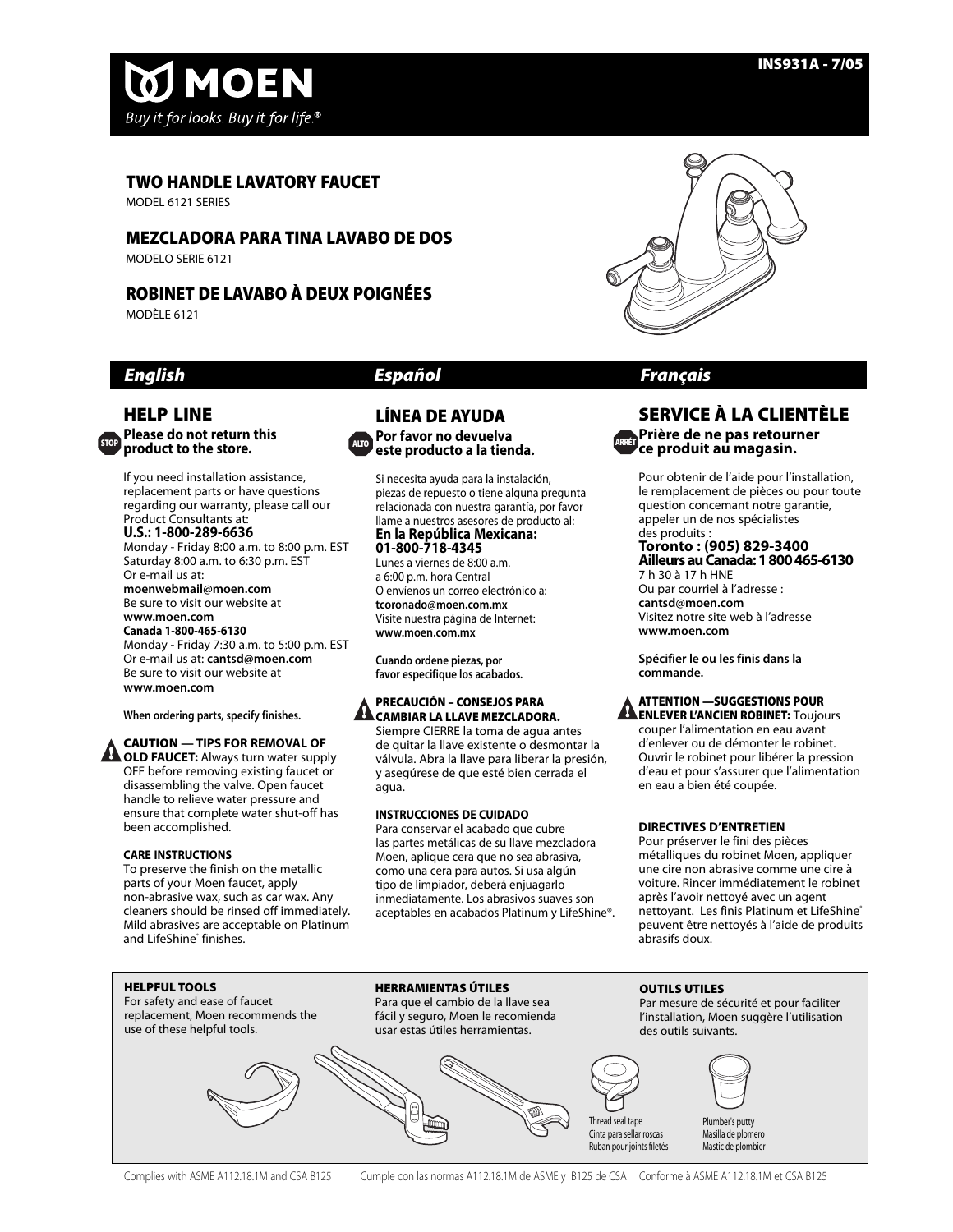MOEN

*Buy it for looks. Buy it for life.®*

INS931A - 7/05

## TWO HANDLE LAVATORY FAUCET

MODEL 6121 SERIES

## MEZCLADORA PARA TINA LAVABO DE DOS

MODELO SERIE 6121

## ROBINET DE LAVABO À DEUX POIGNÉES

MODÈLE 6121

## *English*

### HELP LINE

STOP **Please do not return this product to the store.**

If you need installation assistance, replacement parts or have questions regarding our warranty, please call our Product Consultants at:

**U.S.: 1-800-289-6636**

Monday - Friday 8:00 a.m. to 8:00 p.m. EST
Saturday 8:00 a.m. to 6:30 p.m. EST
Or e-mail us at:
**moenwebmail@moen.com**
Be sure to visit our website at
**www.moen.com**

**Canada 1-800-465-6130**

Monday - Friday 7:30 a.m. to 5:00 p.m. EST
Or e-mail us at: **cantsd@moen.com**
Be sure to visit our website at
**www.moen.com**

**When ordering parts, specify finishes.**

**CAUTION — TIPS FOR REMOVAL OF OLD FAUCET:** Always turn water supply OFF before removing existing faucet or disassembling the valve. Open faucet handle to relieve water pressure and ensure that complete water shut-off has been accomplished.

**CARE INSTRUCTIONS**

To preserve the finish on the metallic parts of your Moen faucet, apply non-abrasive wax, such as car wax. Any cleaners should be rinsed off immediately. Mild abrasives are acceptable on Platinum and LifeShine® finishes.

## *Español*

### LÍNEA DE AYUDA

ALTO **Por favor no devuelva este producto a la tienda.**

Si necesita ayuda para la instalación, piezas de repuesto o tiene alguna pregunta relacionada con nuestra garantía, por favor llame a nuestros asesores de producto al:

**En la República Mexicana: 01-800-718-4345**

Lunes a viernes de 8:00 a.m. a 6:00 p.m. hora Central
O envíenos un correo electrónico a:
**tcoronado@moen.com.mx**
Visite nuestra página de Internet:
**www.moen.com.mx**

**Cuando ordene piezas, por favor especifique los acabados.**

**PRECAUCIÓN – CONSEJOS PARA CAMBIAR LA LLAVE MEZCLADORA.** Siempre CIERRE la toma de agua antes de quitar la llave existente o desmontar la válvula. Abra la llave para liberar la presión, y asegúrese de que esté bien cerrada el agua.

**INSTRUCCIONES DE CUIDADO**

Para conservar el acabado que cubre las partes metálicas de su llave mezcladora Moen, aplique cera que no sea abrasiva, como una cera para autos. Si usa algún tipo de limpiador, deberá enjuagarlo inmediatamente. Los abrasivos suaves son aceptables en acabados Platinum y LifeShine®.

## *Français*

### SERVICE À LA CLIENTÈLE

ARRÊT **Prière de ne pas retourner ce produit au magasin.**

Pour obtenir de l'aide pour l'installation, le remplacement de pièces ou pour toute question concernant notre garantie, appeler un de nos spécialistes des produits :

**Toronto : (905) 829-3400**
**Ailleurs au Canada: 1 800 465-6130**

7 h 30 à 17 h HNE
Ou par courriel à l'adresse :
**cantsd@moen.com**
Visitez notre site web à l'adresse
**www.moen.com**

**Spécifier le ou les finis dans la commande.**

**ATTENTION —SUGGESTIONS POUR ENLEVER L'ANCIEN ROBINET:** Toujours couper l'alimentation en eau avant d'enlever ou de démonter le robinet. Ouvrir le robinet pour libérer la pression d'eau et pour s'assurer que l'alimentation en eau a bien été coupée.

**DIRECTIVES D'ENTRETIEN**

Pour préserver le fini des pièces métalliques du robinet Moen, appliquer une cire non abrasive comme une cire à voiture. Rincer immédiatement le robinet après l'avoir nettoyé avec un agent nettoyant. Les finis Platinum et LifeShine® peuvent être nettoyés à l'aide de produits abrasifs doux.

---

**HELPFUL TOOLS**

For safety and ease of faucet replacement, Moen recommends the use of these helpful tools.

**HERRAMIENTAS ÚTILES**

Para que el cambio de la llave sea fácil y seguro, Moen le recomienda usar estas útiles herramientas.

**OUTILS UTILES**

Par mesure de sécurité et pour faciliter l'installation, Moen suggère l'utilisation des outils suivants.

Thread seal tape
Cinta para sellar roscas
Ruban pour joints filetés

Plumber's putty
Masilla de plomero
Mastic de plombier

Complies with ASME A112.18.1M and CSA B125 Cumple con las normas A112.18.1M de ASME y B125 de CSA Conforme à ASME A112.18.1M et CSA B125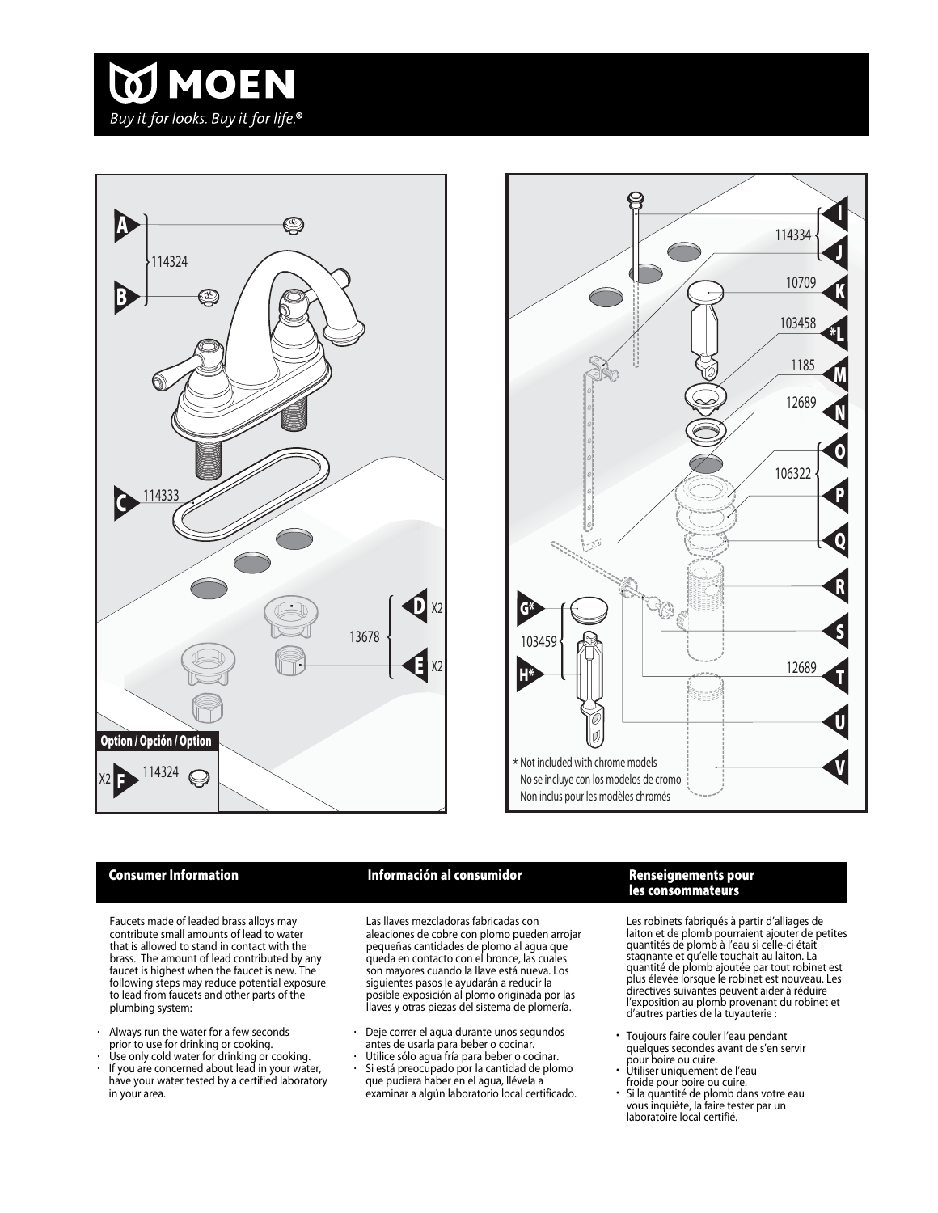MOEN

*Buy it for looks. Buy it for life.®*

A
114324
B
C 114333
D X2
13678
E X2
Option / Opción / Option
X2 F 114324

I
114334
J
10709 K
103458 *L
1185 M
12689 N
O
106322
P
Q
R
S
12689 T
U
V
G*
103459
H*
* Not included with chrome models
No se incluye con los modelos de cromo
Non inclus pour les modèles chromés

## Consumer Information

Faucets made of leaded brass alloys may contribute small amounts of lead to water that is allowed to stand in contact with the brass. The amount of lead contributed by any faucet is highest when the faucet is new. The following steps may reduce potential exposure to lead from faucets and other parts of the plumbing system:

- Always run the water for a few seconds prior to use for drinking or cooking.
- Use only cold water for drinking or cooking.
- If you are concerned about lead in your water, have your water tested by a certified laboratory in your area.

## Información al consumidor

Las llaves mezcladoras fabricadas con aleaciones de cobre con plomo pueden arrojar pequeñas cantidades de plomo al agua que queda en contacto con el bronce, las cuales son mayores cuando la llave está nueva. Los siguientes pasos le ayudarán a reducir la posible exposición al plomo originada por las llaves y otras piezas del sistema de plomería.

- Deje correr el agua durante unos segundos antes de usarla para beber o cocinar.
- Utilice sólo agua fría para beber o cocinar.
- Si está preocupado por la cantidad de plomo que pudiera haber en el agua, llévela a examinar a algún laboratorio local certificado.

## Renseignements pour les consommateurs

Les robinets fabriqués à partir d'alliages de laiton et de plomb pourraient ajouter de petites quantités de plomb à l'eau si celle-ci était stagnante et qu'elle touchait au laiton. La quantité de plomb ajoutée par tout robinet est plus élevée lorsque le robinet est nouveau. Les directives suivantes peuvent aider à réduire l'exposition au plomb provenant du robinet et d'autres parties de la tuyauterie :

- Toujours faire couler l'eau pendant quelques secondes avant de s'en servir pour boire ou cuire.
- Utiliser uniquement de l'eau froide pour boire ou cuire.
- Si la quantité de plomb dans votre eau vous inquiète, la faire tester par un laboratoire local certifié.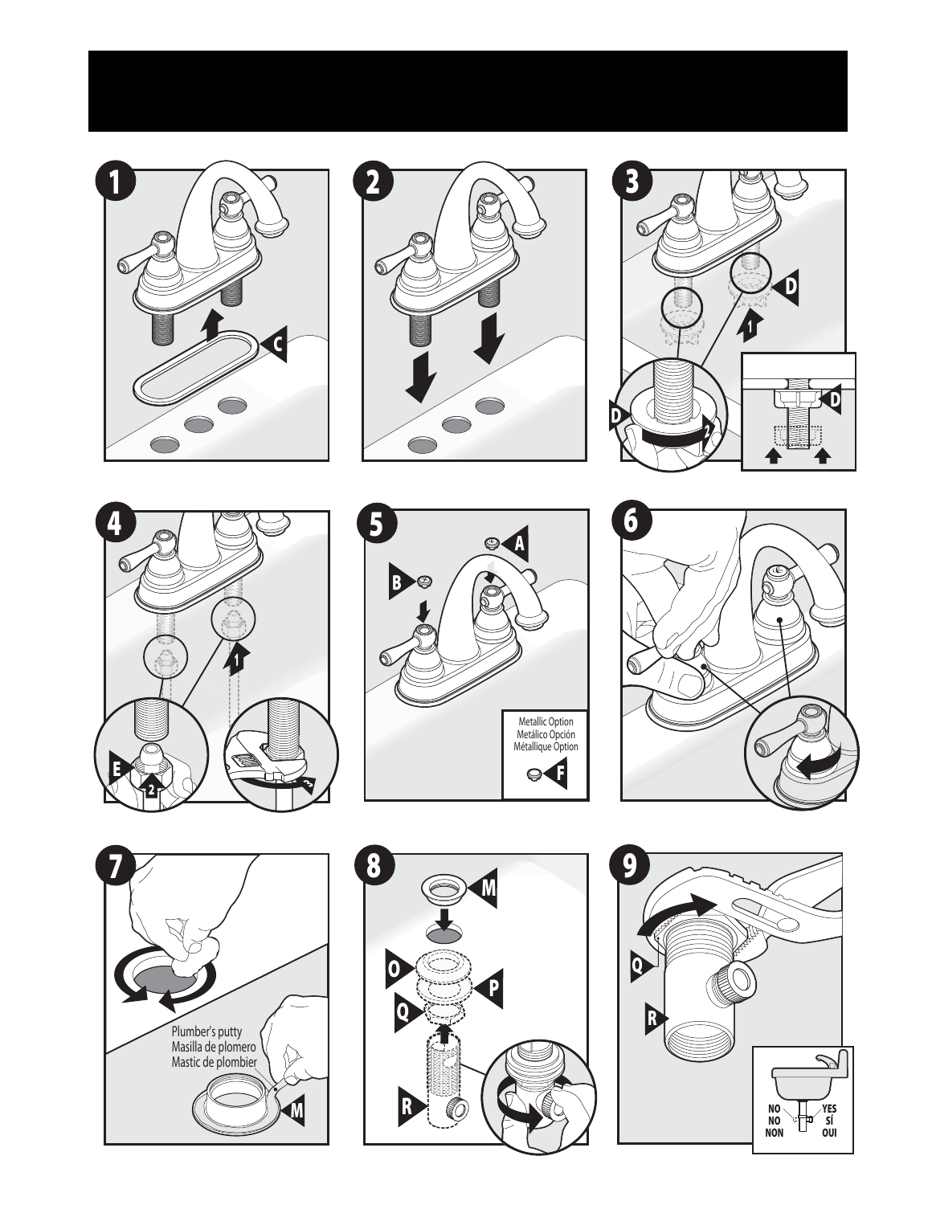1

C

2

3

D

1

D

2

D

4

E

2

1

5

A

B

Metallic Option
Metálico Opción
Métallique Option

F

6

7

Plumber's putty
Masilla de plomero
Mastic de plombier

M

8

M

O

P

Q

R

9

Q

R

NO
NO
NON

YES
SÍ
OUI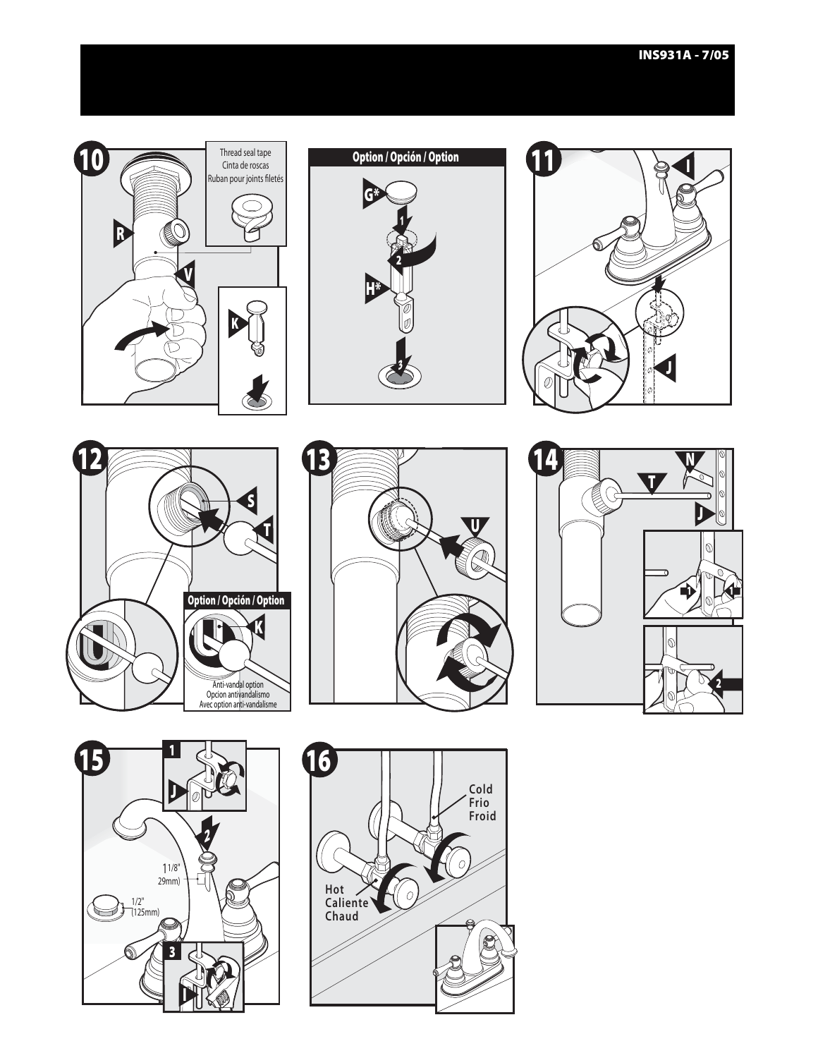INS931A - 7/05

## 10

R

V

Thread seal tape
Cinta de roscas
Ruban pour joints filetés

K

## Option / Opción / Option

G*

1

2

H*

3

## 11

I

J

## 12

S

T

Option / Opción / Option

K

Anti-vandal option
Opcion antivandalismo
Avec option anti-vandalisme

## 13

U

## 14

N

T

J

1

1

2

## 15

1

J

2

1 1/8"
29mm)

1/2"
(125mm)

3

I

## 16

Cold
Frio
Froid

Hot
Caliente
Chaud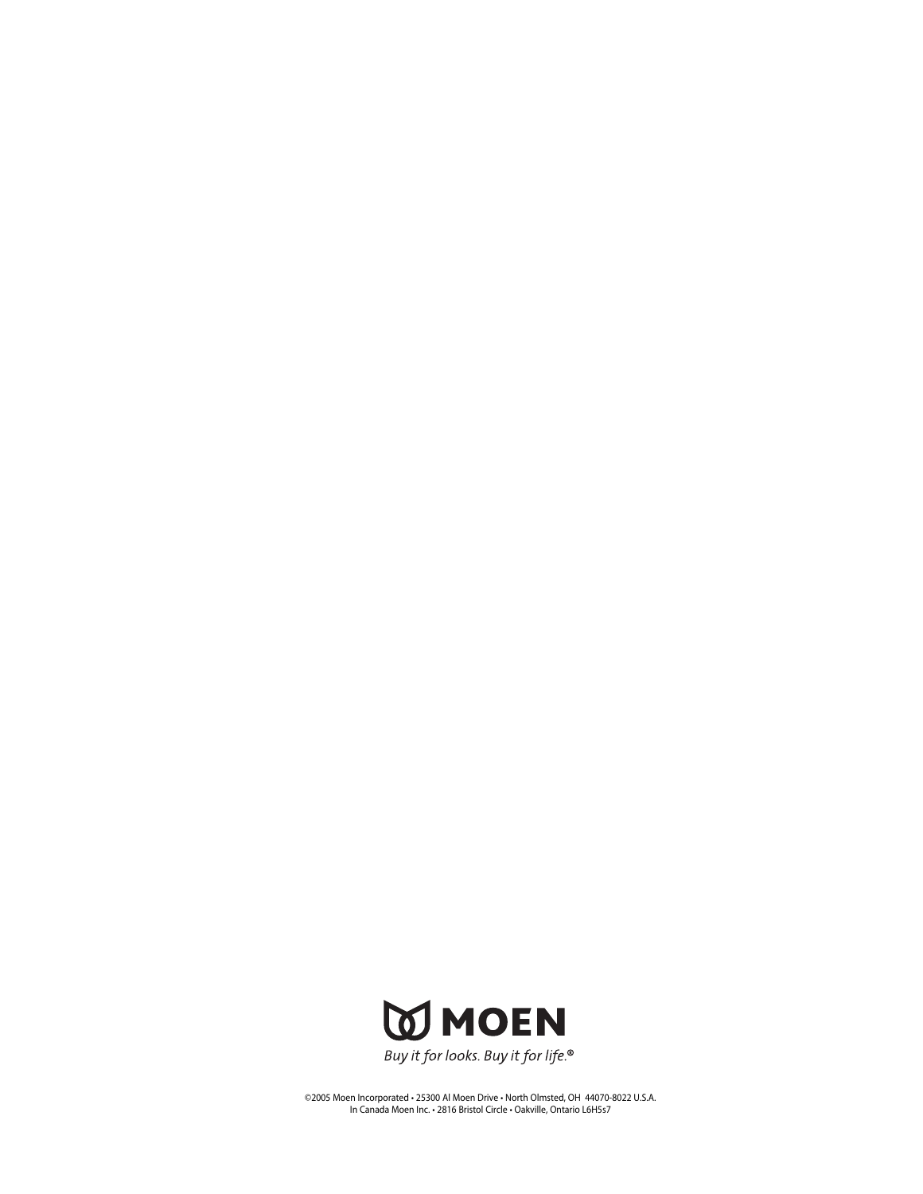MOEN

*Buy it for looks. Buy it for life.®*

©2005 Moen Incorporated • 25300 Al Moen Drive • North Olmsted, OH 44070-8022 U.S.A.
In Canada Moen Inc. • 2816 Bristol Circle • Oakville, Ontario L6H5s7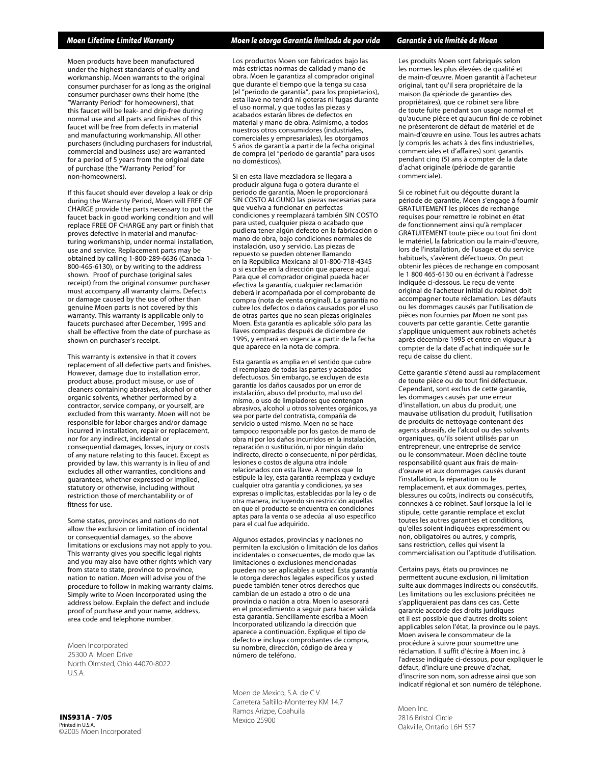## *Moen Lifetime Limited Warranty*

Moen products have been manufactured under the highest standards of quality and workmanship. Moen warrants to the original consumer purchaser for as long as the original consumer purchaser owns their home (the "Warranty Period" for homeowners), that this faucet will be leak- and drip-free during normal use and all parts and finishes of this faucet will be free from defects in material and manufacturing workmanship. All other purchasers (including purchasers for industrial, commercial and business use) are warranted for a period of 5 years from the original date of purchase (the "Warranty Period" for non-homeowners).

If this faucet should ever develop a leak or drip during the Warranty Period, Moen will FREE OF CHARGE provide the parts necessary to put the faucet back in good working condition and will replace FREE OF CHARGE any part or finish that proves defective in material and manufacturing workmanship, under normal installation, use and service. Replacement parts may be obtained by calling 1-800-289-6636 (Canada 1-800-465-6130), or by writing to the address shown. Proof of purchase (original sales receipt) from the original consumer purchaser must accompany all warranty claims. Defects or damage caused by the use of other than genuine Moen parts is not covered by this warranty. This warranty is applicable only to faucets purchased after December, 1995 and shall be effective from the date of purchase as shown on purchaser's receipt.

This warranty is extensive in that it covers replacement of all defective parts and finishes. However, damage due to installation error, product abuse, product misuse, or use of cleaners containing abrasives, alcohol or other organic solvents, whether performed by a contractor, service company, or yourself, are excluded from this warranty. Moen will not be responsible for labor charges and/or damage incurred in installation, repair or replacement, nor for any indirect, incidental or consequential damages, losses, injury or costs of any nature relating to this faucet. Except as provided by law, this warranty is in lieu of and excludes all other warranties, conditions and guarantees, whether expressed or implied, statutory or otherwise, including without restriction those of merchantability or of fitness for use.

Some states, provinces and nations do not allow the exclusion or limitation of incidental or consequential damages, so the above limitations or exclusions may not apply to you. This warranty gives you specific legal rights and you may also have other rights which vary from state to state, province to province, nation to nation. Moen will advise you of the procedure to follow in making warranty claims. Simply write to Moen Incorporated using the address below. Explain the defect and include proof of purchase and your name, address, area code and telephone number.

Moen Incorporated
25300 Al Moen Drive
North Olmsted, Ohio 44070-8022
U.S.A.

**INS931A - 7/05**
Printed in U.S.A.
©2005 Moen Incorporated

## *Moen le otorga Garantía limitada de por vida*

Los productos Moen son fabricados bajo las más estrictas normas de calidad y mano de obra. Moen le garantiza al comprador original que durante el tiempo que la tenga su casa (el "periodo de garantía", para los propietarios), esta llave no tendrá ni goteras ni fugas durante el uso normal, y que todas las piezas y acabados estarán libres de defectos en material y mano de obra. Asimismo, a todos nuestros otros consumidores (industriales, comerciales y empresariales), les otorgamos 5 años de garantía a partir de la fecha original de compra (el "periodo de garantía" para usos no domésticos).

Si en esta llave mezcladora se llegara a producir alguna fuga o gotera durante el periodo de garantía, Moen le proporcionará SIN COSTO ALGUNO las piezas necesarias para que vuelva a funcionar en perfectas condiciones y reemplazará también SIN COSTO para usted, cualquier pieza o acabado que pudiera tener algún defecto en la fabricación o mano de obra, bajo condiciones normales de instalación, uso y servicio. Las piezas de repuesto se pueden obtener llamando en la República Mexicana al 01-800-718-4345 o si escribe en la dirección que aparece aquí. Para que el comprador original pueda hacer efectiva la garantía, cualquier reclamación deberá ir acompañada por el comprobante de compra (nota de venta original). La garantía no cubre los defectos o daños causados por el uso de otras partes que no sean piezas originales Moen. Esta garantía es aplicable sólo para las llaves compradas después de diciembre de 1995, y entrará en vigencia a partir de la fecha que aparece en la nota de compra.

Esta garantía es amplia en el sentido que cubre el reemplazo de todas las partes y acabados defectuosos. Sin embargo, se excluyen de esta garantía los daños causados por un error de instalación, abuso del producto, mal uso del mismo, o uso de limpiadores que contengan abrasivos, alcohol u otros solventes orgánicos, ya sea por parte del contratista, compañía de servicio o usted mismo. Moen no se hace tampoco responsable por los gastos de mano de obra ni por los daños incurridos en la instalación, reparación o sustitución, ni por ningún daño indirecto, directo o consecuente, ni por pérdidas, lesiones o costos de alguna otra índole relacionados con esta llave. A menos que lo estipule la ley, esta garantía reemplaza y excluye cualquier otra garantía y condiciones, ya sea expresas o implícitas, establecidas por la ley o de otra manera, incluyendo sin restricción aquellas en que el producto se encuentra en condiciones aptas para la venta o se adecúa al uso específico para el cual fue adquirido.

Algunos estados, provincias y naciones no permiten la exclusión o limitación de los daños incidentales o consecuentes, de modo que las limitaciones o exclusiones mencionadas pueden no ser aplicables a usted. Esta garantía le otorga derechos legales específicos y usted puede también tener otros derechos que cambian de un estado a otro o de una provincia o nación a otra. Moen lo asesorará en el procedimiento a seguir para hacer válida esta garantía. Sencillamente escriba a Moen Incorporated utilizando la dirección que aparece a continuación. Explique el tipo de defecto e incluya comprobantes de compra, su nombre, dirección, código de área y número de teléfono.

Moen de Mexico, S.A. de C.V.
Carretera Saltillo-Monterrey KM 14.7
Ramos Arizpe, Coahuila
Mexico 25900

## *Garantie à vie limitée de Moen*

Les produits Moen sont fabriqués selon les normes les plus élevées de qualité et de main-d'œuvre. Moen garantit à l'acheteur original, tant qu'il sera propriétaire de la maison (la «période de garantie» des propriétaires), que ce robinet sera libre de toute fuite pendant son usage normal et qu'aucune pièce et qu'aucun fini de ce robinet ne présenteront de défaut de matériel et de main-d'œuvre en usine. Tous les autres achats (y compris les achats à des fins industrielles, commerciales et d'affaires) sont garantis pendant cinq (5) ans à compter de la date d'achat originale (période de garantie commerciale).

Si ce robinet fuit ou dégoutte durant la période de garantie, Moen s'engage à fournir GRATUITEMENT les pièces de rechange requises pour remettre le robinet en état de fonctionnement ainsi qu'à remplacer GRATUITEMENT toute pièce ou tout fini dont le matériel, la fabrication ou la main-d'œuvre, lors de l'installation, de l'usage et du service habituels, s'avèrent défectueux. On peut obtenir les pièces de rechange en composant le 1 800 465-6130 ou en écrivant à l'adresse indiquée ci-dessous. Le reçu de vente original de l'acheteur initial du robinet doit accompagner toute réclamation. Les défauts ou les dommages causés par l'utilisation de pièces non fournies par Moen ne sont pas couverts par cette garantie. Cette garantie s'applique uniquement aux robinets achetés après décembre 1995 et entre en vigueur à compter de la date d'achat indiquée sur le reçu de caisse du client.

Cette garantie s'étend aussi au remplacement de toute pièce ou de tout fini défectueux. Cependant, sont exclus de cette garantie, les dommages causés par une erreur d'installation, un abus du produit, une mauvaise utilisation du produit, l'utilisation de produits de nettoyage contenant des agents abrasifs, de l'alcool ou des solvants organiques, qu'ils soient utilisés par un entrepreneur, une entreprise de service ou le consommateur. Moen décline toute responsabilité quant aux frais de main-d'œuvre et aux dommages causés durant l'installation, la réparation ou le remplacement, et aux dommages, pertes, blessures ou coûts, indirects ou consécutifs, connexes à ce robinet. Sauf lorsque la loi le stipule, cette garantie remplace et exclut toutes les autres garanties et conditions, qu'elles soient indiquées expressément ou non, obligatoires ou autres, y compris, sans restriction, celles qui visent la commercialisation ou l'aptitude d'utilisation.

Certains pays, états ou provinces ne permettent aucune exclusion, ni limitation suite aux dommages indirects ou consécutifs. Les limitations ou les exclusions précitées ne s'appliqueraient pas dans ces cas. Cette garantie accorde des droits juridiques et il est possible que d'autres droits soient applicables selon l'état, la province ou le pays. Moen avisera le consommateur de la procédure à suivre pour soumettre une réclamation. Il suffit d'écrire à Moen inc. à l'adresse indiquée ci-dessous, pour expliquer le défaut, d'inclure une preuve d'achat, d'inscrire son nom, son adresse ainsi que son indicatif régional et son numéro de téléphone.

Moen Inc.
2816 Bristol Circle
Oakville, Ontario L6H 5S7